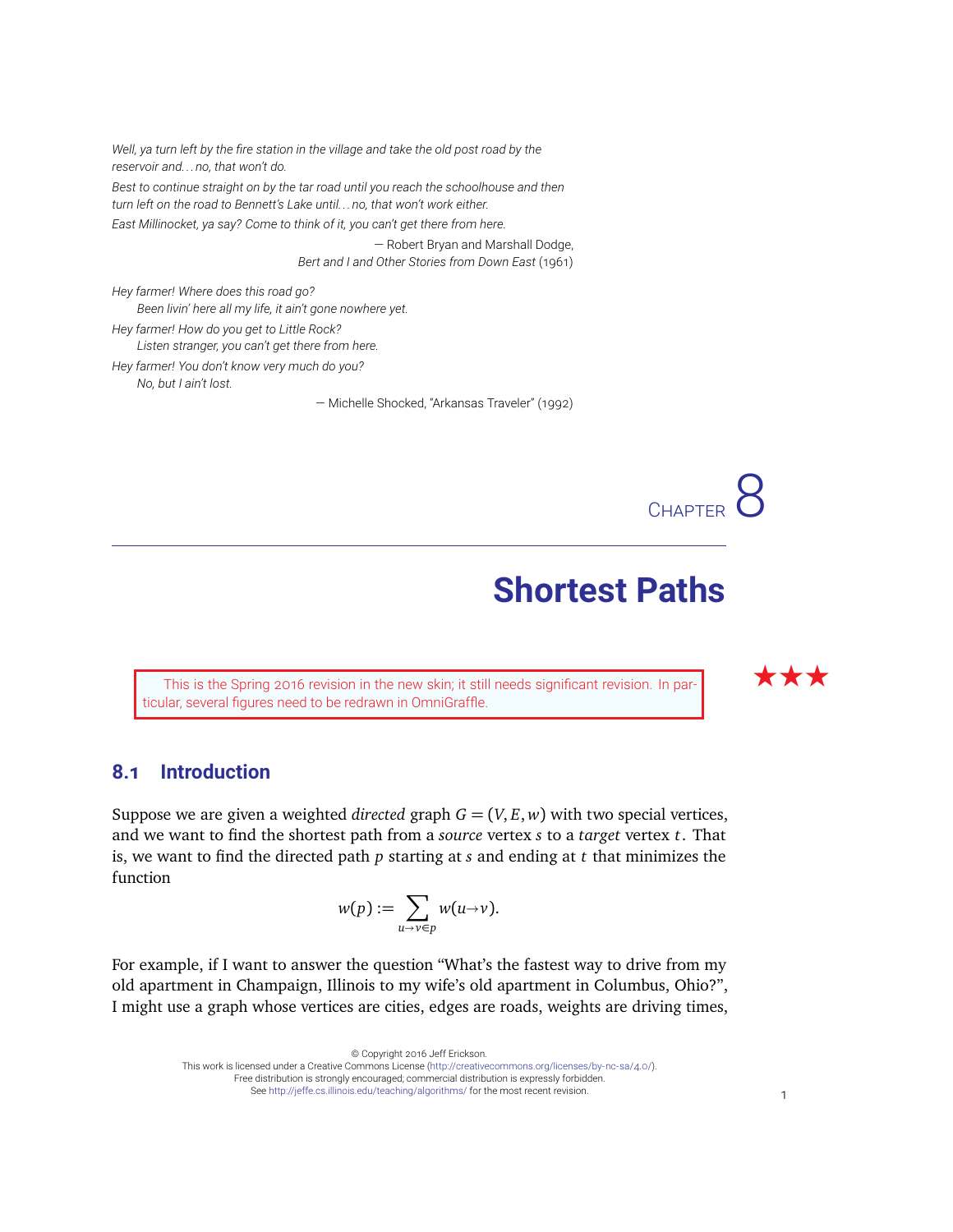*Well, ya turn left by the fire station in the village and take the old post road by the reservoir and. . . no, that won't do.*

*Best to continue straight on by the tar road until you reach the schoolhouse and then turn left on the road to Bennett's Lake until. . . no, that won't work either.*

*East Millinocket, ya say? Come to think of it, you can't get there from here.*

— Robert Bryan and Marshall Dodge,
*Bert and I and Other Stories from Down East* (1961)

*Hey farmer! Where does this road go?*
*Been livin' here all my life, it ain't gone nowhere yet.*
*Hey farmer! How do you get to Little Rock?*
*Listen stranger, you can't get there from here.*
*Hey farmer! You don't know very much do you?*
*No, but I ain't lost.*

— Michelle Shocked, "Arkansas Traveler" (1992)

# Chapter 8

# Shortest Paths

★★★

> This is the Spring 2016 revision in the new skin; it still needs significant revision. In particular, several figures need to be redrawn in OmniGraffle.

## 8.1 Introduction

Suppose we are given a weighted *directed* graph $G = (V, E, w)$ with two special vertices, and we want to find the shortest path from a *source* vertex $s$ to a *target* vertex $t$. That is, we want to find the directed path $p$ starting at $s$ and ending at $t$ that minimizes the function

$$w(p) := \sum_{u \to v \in p} w(u \to v).$$

For example, if I want to answer the question "What's the fastest way to drive from my old apartment in Champaign, Illinois to my wife's old apartment in Columbus, Ohio?", I might use a graph whose vertices are cities, edges are roads, weights are driving times,

© Copyright 2016 Jeff Erickson.
This work is licensed under a Creative Commons License (http://creativecommons.org/licenses/by-nc-sa/4.0/).
Free distribution is strongly encouraged; commercial distribution is expressly forbidden.
See http://jeffe.cs.illinois.edu/teaching/algorithms/ for the most recent revision.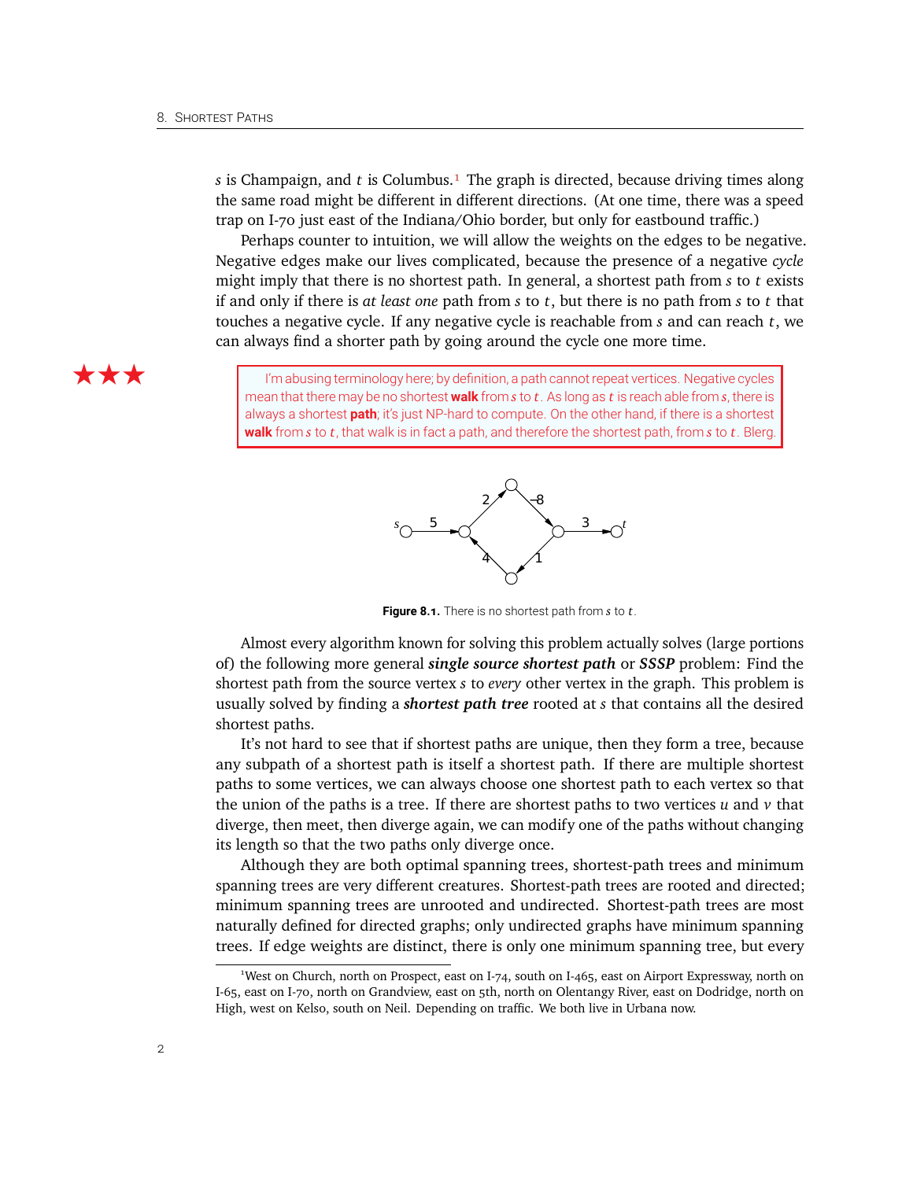$s$ is Champaign, and $t$ is Columbus.[1] The graph is directed, because driving times along the same road might be different in different directions. (At one time, there was a speed trap on I-70 just east of the Indiana/Ohio border, but only for eastbound traffic.)

Perhaps counter to intuition, we will allow the weights on the edges to be negative. Negative edges make our lives complicated, because the presence of a negative *cycle* might imply that there is no shortest path. In general, a shortest path from $s$ to $t$ exists if and only if there is *at least one* path from $s$ to $t$, but there is no path from $s$ to $t$ that touches a negative cycle. If any negative cycle is reachable from $s$ and can reach $t$, we can always find a shorter path by going around the cycle one more time.

★★★

> I'm abusing terminology here; by definition, a path cannot repeat vertices. Negative cycles mean that there may be no shortest **walk** from $s$ to $t$. As long as $t$ is reachable from $s$, there is always a shortest **path**; it's just NP-hard to compute. On the other hand, if there is a shortest **walk** from $s$ to $t$, that walk is in fact a path, and therefore the shortest path, from $s$ to $t$. Blerg.

**Figure 8.1.** There is no shortest path from $s$ to $t$.

Almost every algorithm known for solving this problem actually solves (large portions of) the following more general ***single source shortest path*** or ***SSSP*** problem: Find the shortest path from the source vertex $s$ to *every* other vertex in the graph. This problem is usually solved by finding a ***shortest path tree*** rooted at $s$ that contains all the desired shortest paths.

It's not hard to see that if shortest paths are unique, then they form a tree, because any subpath of a shortest path is itself a shortest path. If there are multiple shortest paths to some vertices, we can always choose one shortest path to each vertex so that the union of the paths is a tree. If there are shortest paths to two vertices $u$ and $v$ that diverge, then meet, then diverge again, we can modify one of the paths without changing its length so that the two paths only diverge once.

Although they are both optimal spanning trees, shortest-path trees and minimum spanning trees are very different creatures. Shortest-path trees are rooted and directed; minimum spanning trees are unrooted and undirected. Shortest-path trees are most naturally defined for directed graphs; only undirected graphs have minimum spanning trees. If edge weights are distinct, there is only one minimum spanning tree, but every

---

[1] West on Church, north on Prospect, east on I-74, south on I-465, east on Airport Expressway, north on I-65, east on I-70, north on Grandview, east on 5th, north on Olentangy River, east on Dodridge, north on High, west on Kelso, south on Neil. Depending on traffic. We both live in Urbana now.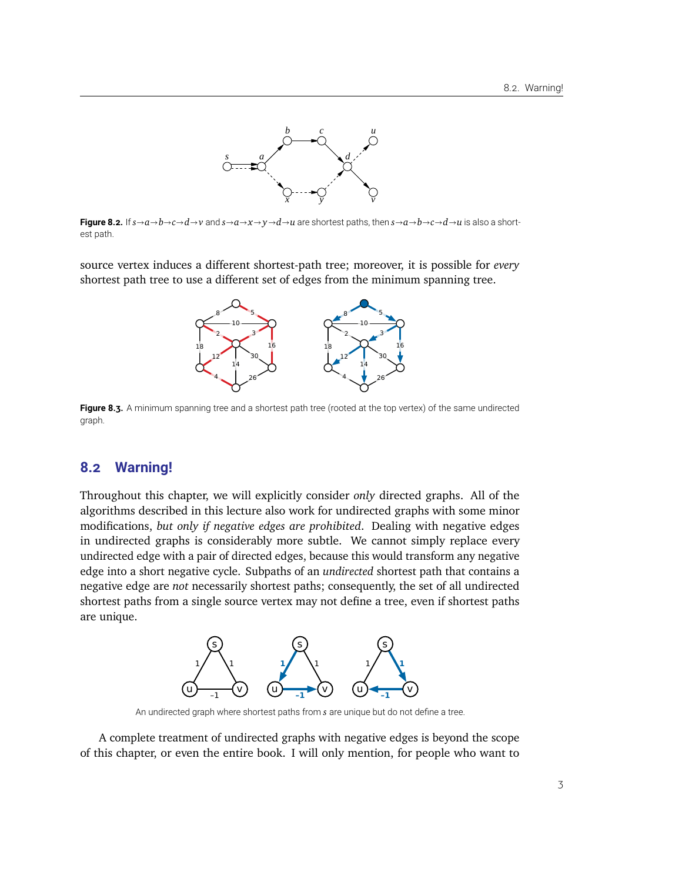**Figure 8.2.** If $s \to a \to b \to c \to d \to v$ and $s \to a \to x \to y \to d \to u$ are shortest paths, then $s \to a \to b \to c \to d \to u$ is also a shortest path.

source vertex induces a different shortest-path tree; moreover, it is possible for *every* shortest path tree to use a different set of edges from the minimum spanning tree.

**Figure 8.3.** A minimum spanning tree and a shortest path tree (rooted at the top vertex) of the same undirected graph.

## 8.2 Warning!

Throughout this chapter, we will explicitly consider *only* directed graphs. All of the algorithms described in this lecture also work for undirected graphs with some minor modifications, *but only if negative edges are prohibited*. Dealing with negative edges in undirected graphs is considerably more subtle. We cannot simply replace every undirected edge with a pair of directed edges, because this would transform any negative edge into a short negative cycle. Subpaths of an *undirected* shortest path that contains a negative edge are *not* necessarily shortest paths; consequently, the set of all undirected shortest paths from a single source vertex may not define a tree, even if shortest paths are unique.

An undirected graph where shortest paths from $s$ are unique but do not define a tree.

A complete treatment of undirected graphs with negative edges is beyond the scope of this chapter, or even the entire book. I will only mention, for people who want to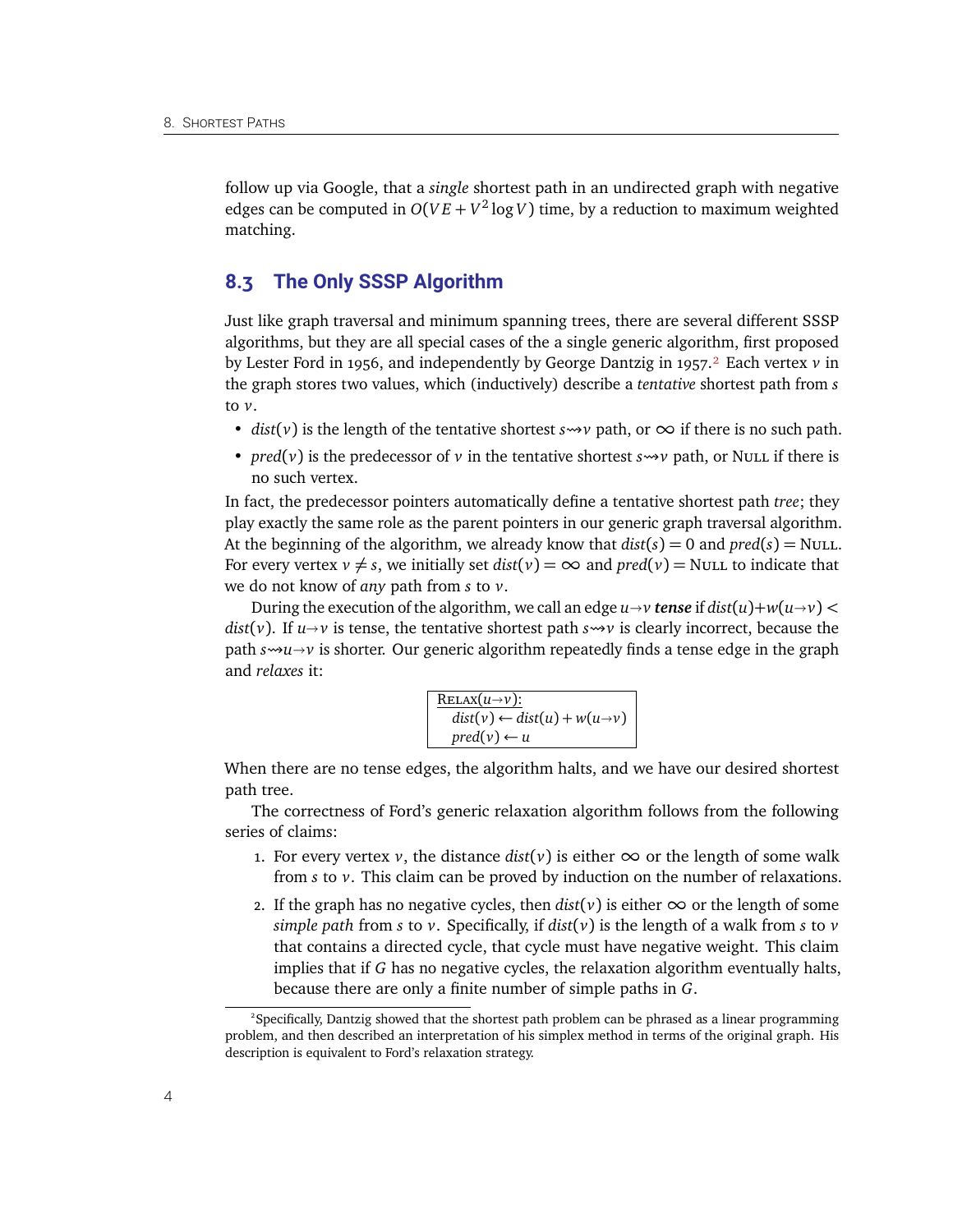follow up via Google, that a *single* shortest path in an undirected graph with negative edges can be computed in $O(VE + V^2 \log V)$ time, by a reduction to maximum weighted matching.

## 8.3 The Only SSSP Algorithm

Just like graph traversal and minimum spanning trees, there are several different SSSP algorithms, but they are all special cases of the a single generic algorithm, first proposed by Lester Ford in 1956, and independently by George Dantzig in 1957.[2] Each vertex $v$ in the graph stores two values, which (inductively) describe a *tentative* shortest path from $s$ to $v$.

- $dist(v)$ is the length of the tentative shortest $s \rightsquigarrow v$ path, or $\infty$ if there is no such path.
- $pred(v)$ is the predecessor of $v$ in the tentative shortest $s \rightsquigarrow v$ path, or NULL if there is no such vertex.

In fact, the predecessor pointers automatically define a tentative shortest path *tree*; they play exactly the same role as the parent pointers in our generic graph traversal algorithm. At the beginning of the algorithm, we already know that $dist(s) = 0$ and $pred(s) = \text{NULL}$. For every vertex $v \neq s$, we initially set $dist(v) = \infty$ and $pred(v) = \text{NULL}$ to indicate that we do not know of *any* path from $s$ to $v$.

During the execution of the algorithm, we call an edge $u \rightarrow v$ ***tense*** if $dist(u) + w(u \rightarrow v) < dist(v)$. If $u \rightarrow v$ is tense, the tentative shortest path $s \rightsquigarrow v$ is clearly incorrect, because the path $s \rightsquigarrow u \rightarrow v$ is shorter. Our generic algorithm repeatedly finds a tense edge in the graph and *relaxes* it:

```
RELAX(u→v):
  dist(v) ← dist(u) + w(u→v)
  pred(v) ← u
```

When there are no tense edges, the algorithm halts, and we have our desired shortest path tree.

The correctness of Ford's generic relaxation algorithm follows from the following series of claims:

1. For every vertex $v$, the distance $dist(v)$ is either $\infty$ or the length of some walk from $s$ to $v$. This claim can be proved by induction on the number of relaxations.
2. If the graph has no negative cycles, then $dist(v)$ is either $\infty$ or the length of some *simple path* from $s$ to $v$. Specifically, if $dist(v)$ is the length of a walk from $s$ to $v$ that contains a directed cycle, that cycle must have negative weight. This claim implies that if $G$ has no negative cycles, the relaxation algorithm eventually halts, because there are only a finite number of simple paths in $G$.

[2] Specifically, Dantzig showed that the shortest path problem can be phrased as a linear programming problem, and then described an interpretation of his simplex method in terms of the original graph. His description is equivalent to Ford's relaxation strategy.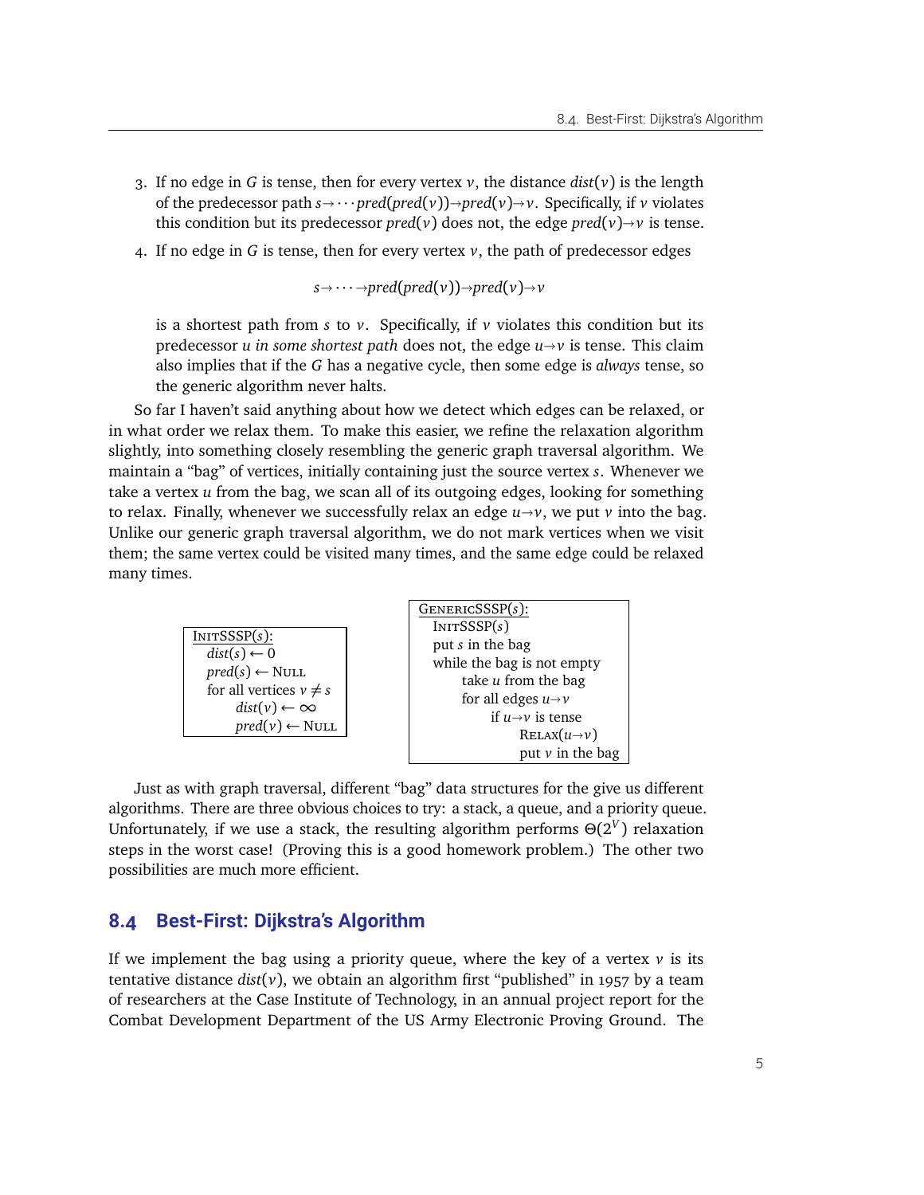3. If no edge in $G$ is tense, then for every vertex $v$, the distance $dist(v)$ is the length of the predecessor path $s \to \cdots pred(pred(v)) \to pred(v) \to v$. Specifically, if $v$ violates this condition but its predecessor $pred(v)$ does not, the edge $pred(v) \to v$ is tense.

4. If no edge in $G$ is tense, then for every vertex $v$, the path of predecessor edges

$$s \to \cdots \to pred(pred(v)) \to pred(v) \to v$$

   is a shortest path from $s$ to $v$. Specifically, if $v$ violates this condition but its predecessor $u$ *in some shortest path* does not, the edge $u \to v$ is tense. This claim also implies that if the $G$ has a negative cycle, then some edge is *always* tense, so the generic algorithm never halts.

So far I haven't said anything about how we detect which edges can be relaxed, or in what order we relax them. To make this easier, we refine the relaxation algorithm slightly, into something closely resembling the generic graph traversal algorithm. We maintain a "bag" of vertices, initially containing just the source vertex $s$. Whenever we take a vertex $u$ from the bag, we scan all of its outgoing edges, looking for something to relax. Finally, whenever we successfully relax an edge $u \to v$, we put $v$ into the bag. Unlike our generic graph traversal algorithm, we do not mark vertices when we visit them; the same vertex could be visited many times, and the same edge could be relaxed many times.

```
InitSSSP(s):
  dist(s) ← 0
  pred(s) ← Null
  for all vertices v ≠ s
      dist(v) ← ∞
      pred(v) ← Null
```

```
GenericSSSP(s):
  InitSSSP(s)
  put s in the bag
  while the bag is not empty
      take u from the bag
      for all edges u→v
          if u→v is tense
              Relax(u→v)
              put v in the bag
```

Just as with graph traversal, different "bag" data structures for the give us different algorithms. There are three obvious choices to try: a stack, a queue, and a priority queue. Unfortunately, if we use a stack, the resulting algorithm performs $\Theta(2^V)$ relaxation steps in the worst case! (Proving this is a good homework problem.) The other two possibilities are much more efficient.

## 8.4 Best-First: Dijkstra's Algorithm

If we implement the bag using a priority queue, where the key of a vertex $v$ is its tentative distance $dist(v)$, we obtain an algorithm first "published" in 1957 by a team of researchers at the Case Institute of Technology, in an annual project report for the Combat Development Department of the US Army Electronic Proving Ground. The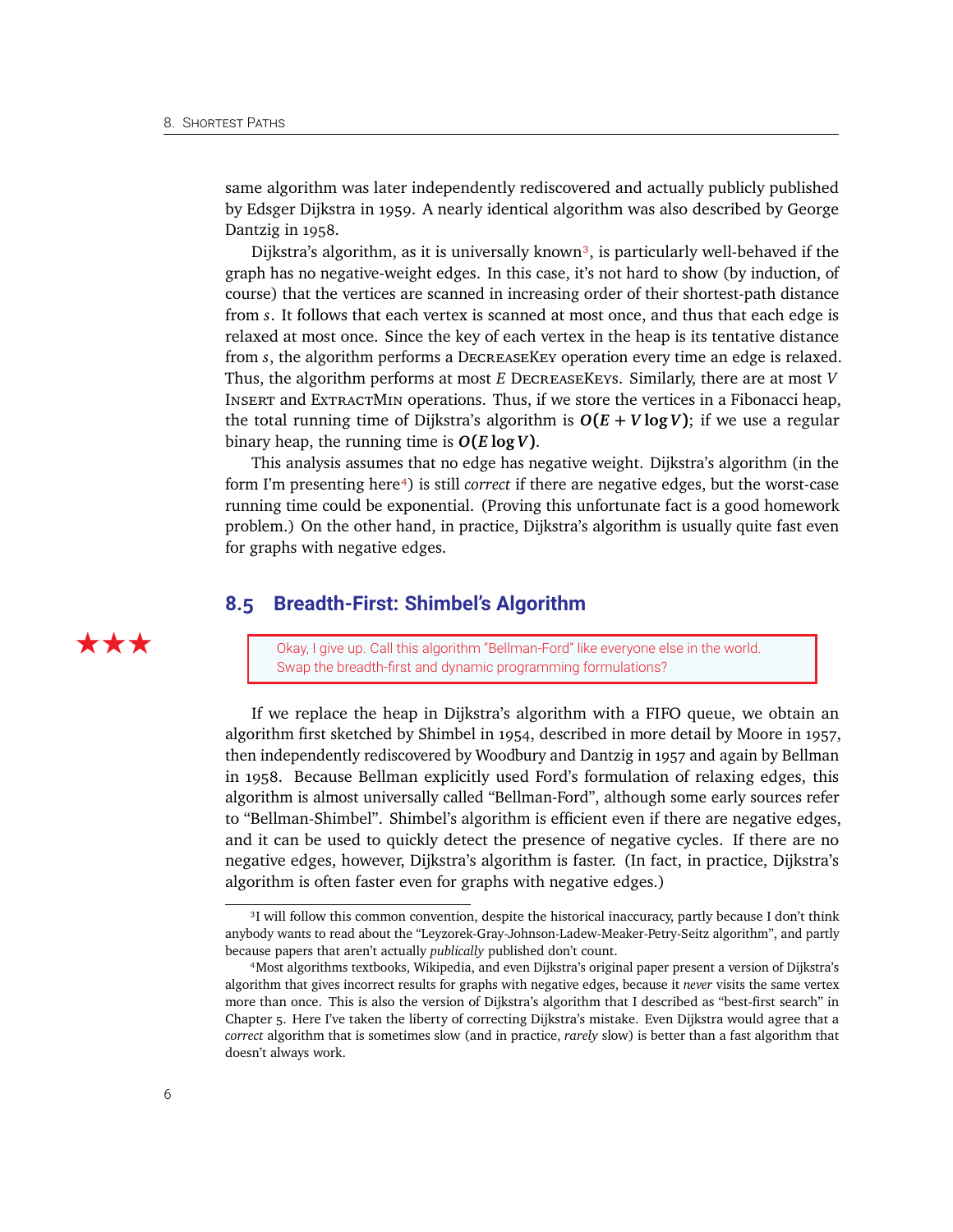same algorithm was later independently rediscovered and actually publicly published by Edsger Dijkstra in 1959. A nearly identical algorithm was also described by George Dantzig in 1958.

Dijkstra's algorithm, as it is universally known[3], is particularly well-behaved if the graph has no negative-weight edges. In this case, it's not hard to show (by induction, of course) that the vertices are scanned in increasing order of their shortest-path distance from $s$. It follows that each vertex is scanned at most once, and thus that each edge is relaxed at most once. Since the key of each vertex in the heap is its tentative distance from $s$, the algorithm performs a DecreaseKey operation every time an edge is relaxed. Thus, the algorithm performs at most $E$ DecreaseKeys. Similarly, there are at most $V$ Insert and ExtractMin operations. Thus, if we store the vertices in a Fibonacci heap, the total running time of Dijkstra's algorithm is $\boldsymbol{O(E + V \log V)}$; if we use a regular binary heap, the running time is $\boldsymbol{O(E \log V)}$.

This analysis assumes that no edge has negative weight. Dijkstra's algorithm (in the form I'm presenting here[4]) is still *correct* if there are negative edges, but the worst-case running time could be exponential. (Proving this unfortunate fact is a good homework problem.) On the other hand, in practice, Dijkstra's algorithm is usually quite fast even for graphs with negative edges.

## 8.5 Breadth-First: Shimbel's Algorithm

★★★

> Okay, I give up. Call this algorithm "Bellman-Ford" like everyone else in the world. Swap the breadth-first and dynamic programming formulations?

If we replace the heap in Dijkstra's algorithm with a FIFO queue, we obtain an algorithm first sketched by Shimbel in 1954, described in more detail by Moore in 1957, then independently rediscovered by Woodbury and Dantzig in 1957 and again by Bellman in 1958. Because Bellman explicitly used Ford's formulation of relaxing edges, this algorithm is almost universally called "Bellman-Ford", although some early sources refer to "Bellman-Shimbel". Shimbel's algorithm is efficient even if there are negative edges, and it can be used to quickly detect the presence of negative cycles. If there are no negative edges, however, Dijkstra's algorithm is faster. (In fact, in practice, Dijkstra's algorithm is often faster even for graphs with negative edges.)

---

[3] I will follow this common convention, despite the historical inaccuracy, partly because I don't think anybody wants to read about the "Leyzorek-Gray-Johnson-Ladew-Meaker-Petry-Seitz algorithm", and partly because papers that aren't actually *publically* published don't count.

[4] Most algorithms textbooks, Wikipedia, and even Dijkstra's original paper present a version of Dijkstra's algorithm that gives incorrect results for graphs with negative edges, because it *never* visits the same vertex more than once. This is also the version of Dijkstra's algorithm that I described as "best-first search" in Chapter 5. Here I've taken the liberty of correcting Dijkstra's mistake. Even Dijkstra would agree that a *correct* algorithm that is sometimes slow (and in practice, *rarely* slow) is better than a fast algorithm that doesn't always work.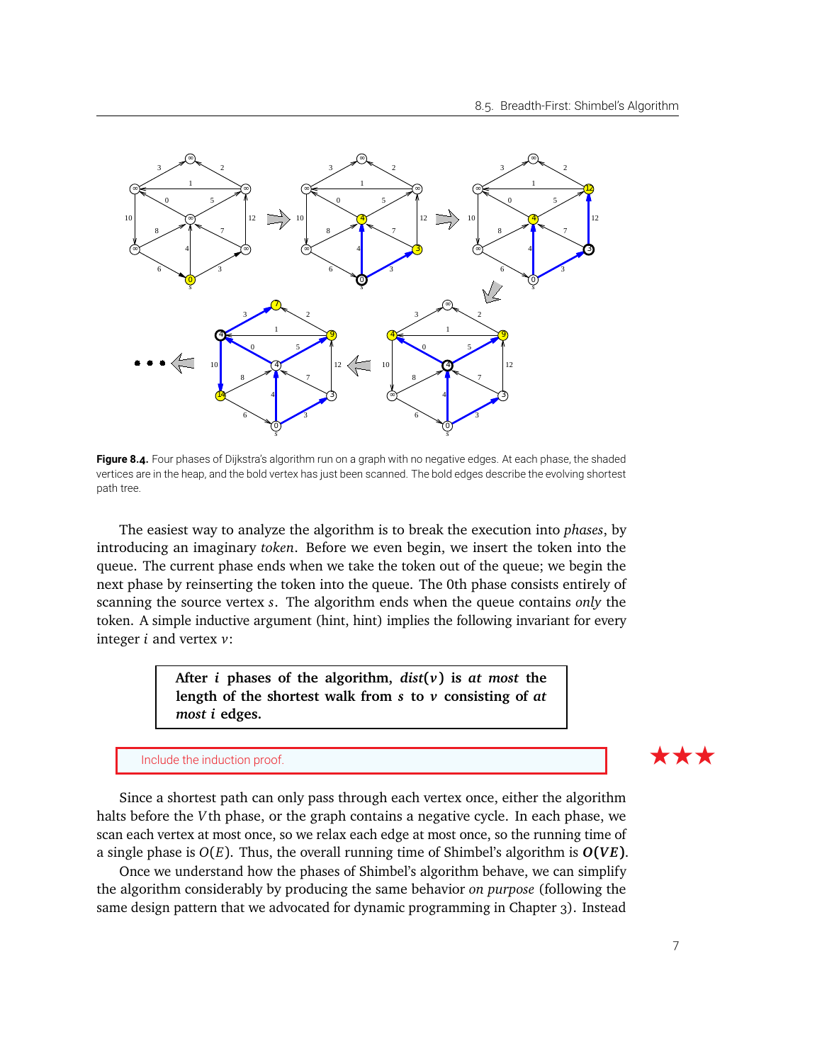Figure 8.4. Four phases of Dijkstra's algorithm run on a graph with no negative edges. At each phase, the shaded vertices are in the heap, and the bold vertex has just been scanned. The bold edges describe the evolving shortest path tree.

The easiest way to analyze the algorithm is to break the execution into *phases*, by introducing an imaginary *token*. Before we even begin, we insert the token into the queue. The current phase ends when we take the token out of the queue; we begin the next phase by reinserting the token into the queue. The 0th phase consists entirely of scanning the source vertex $s$. The algorithm ends when the queue contains *only* the token. A simple inductive argument (hint, hint) implies the following invariant for every integer $i$ and vertex $v$:

> **After $i$ phases of the algorithm, $dist(v)$ is *at most* the length of the shortest walk from $s$ to $v$ consisting of *at most* $i$ edges.**

Include the induction proof. ★★★

Since a shortest path can only pass through each vertex once, either the algorithm halts before the $V$th phase, or the graph contains a negative cycle. In each phase, we scan each vertex at most once, so we relax each edge at most once, so the running time of a single phase is $O(E)$. Thus, the overall running time of Shimbel's algorithm is $\boldsymbol{O(VE)}$.

Once we understand how the phases of Shimbel's algorithm behave, we can simplify the algorithm considerably by producing the same behavior *on purpose* (following the same design pattern that we advocated for dynamic programming in Chapter 3). Instead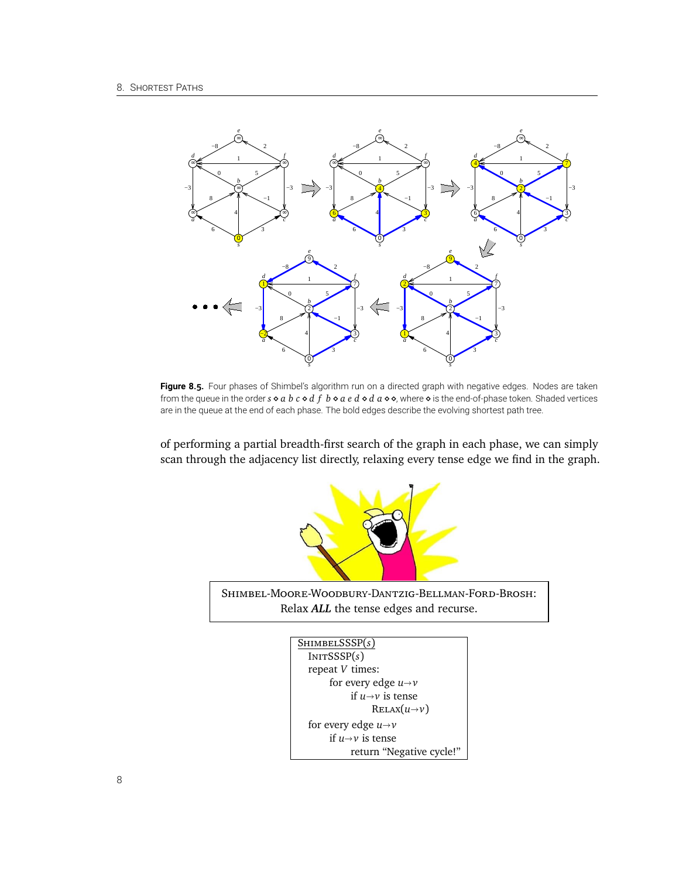**Figure 8.5.** Four phases of Shimbel's algorithm run on a directed graph with negative edges. Nodes are taken from the queue in the order $s \diamond a\ b\ c \diamond d\ f\ b \diamond a\ e\ d \diamond d\ a \diamond \diamond$, where $\diamond$ is the end-of-phase token. Shaded vertices are in the queue at the end of each phase. The bold edges describe the evolving shortest path tree.

of performing a partial breadth-first search of the graph in each phase, we can simply scan through the adjacency list directly, relaxing every tense edge we find in the graph.

SHIMBEL-MOORE-WOODBURY-DANTZIG-BELLMAN-FORD-BROSH:
Relax ***ALL*** the tense edges and recurse.

```
SHIMBELSSSP(s)
  INITSSSP(s)
  repeat V times:
      for every edge u→v
          if u→v is tense
              RELAX(u→v)
  for every edge u→v
      if u→v is tense
          return "Negative cycle!"
```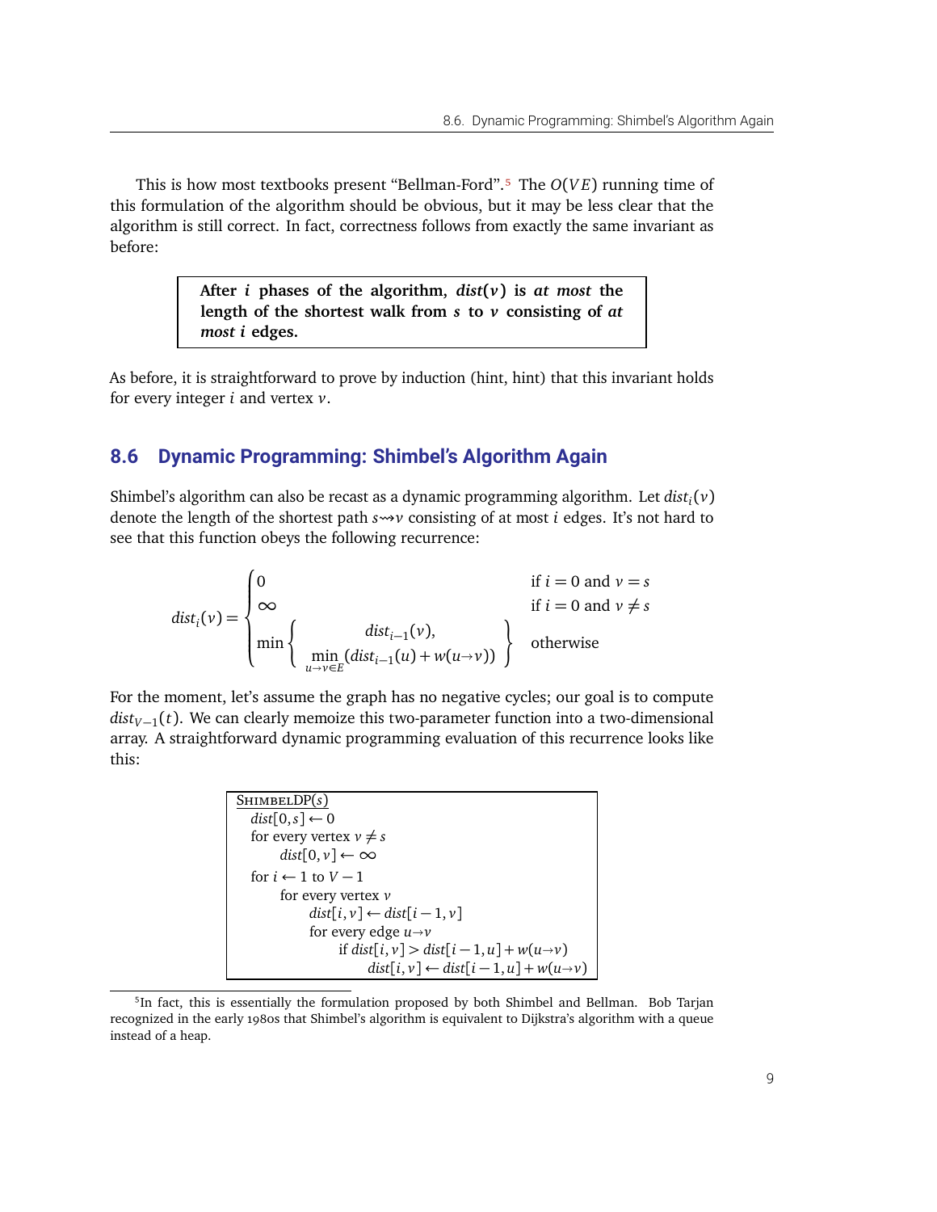This is how most textbooks present "Bellman-Ford".[5] The $O(VE)$ running time of this formulation of the algorithm should be obvious, but it may be less clear that the algorithm is still correct. In fact, correctness follows from exactly the same invariant as before:

> **After $i$ phases of the algorithm, $dist(v)$ is *at most* the length of the shortest walk from $s$ to $v$ consisting of *at most* $i$ edges.**

As before, it is straightforward to prove by induction (hint, hint) that this invariant holds for every integer $i$ and vertex $v$.

## 8.6 Dynamic Programming: Shimbel's Algorithm Again

Shimbel's algorithm can also be recast as a dynamic programming algorithm. Let $dist_i(v)$ denote the length of the shortest path $s \rightsquigarrow v$ consisting of at most $i$ edges. It's not hard to see that this function obeys the following recurrence:

$$dist_i(v) = \begin{cases} 0 & \text{if } i = 0 \text{ and } v = s \\ \infty & \text{if } i = 0 \text{ and } v \neq s \\ \min \left\{ \begin{array}{c} dist_{i-1}(v), \\ \min\limits_{u \to v \in E} (dist_{i-1}(u) + w(u \to v)) \end{array} \right\} & \text{otherwise} \end{cases}$$

For the moment, let's assume the graph has no negative cycles; our goal is to compute $dist_{V-1}(t)$. We can clearly memoize this two-parameter function into a two-dimensional array. A straightforward dynamic programming evaluation of this recurrence looks like this:

```
ShimbelDP(s)
  dist[0, s] ← 0
  for every vertex v ≠ s
      dist[0, v] ← ∞
  for i ← 1 to V − 1
      for every vertex v
          dist[i, v] ← dist[i − 1, v]
          for every edge u→v
              if dist[i, v] > dist[i − 1, u] + w(u→v)
                  dist[i, v] ← dist[i − 1, u] + w(u→v)
```

[5] In fact, this is essentially the formulation proposed by both Shimbel and Bellman. Bob Tarjan recognized in the early 1980s that Shimbel's algorithm is equivalent to Dijkstra's algorithm with a queue instead of a heap.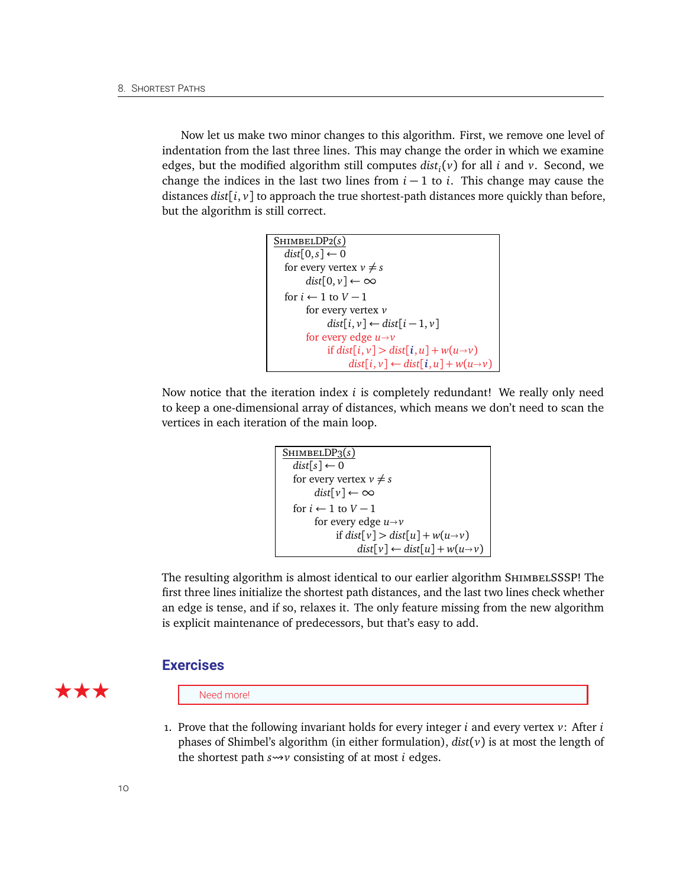Now let us make two minor changes to this algorithm. First, we remove one level of indentation from the last three lines. This may change the order in which we examine edges, but the modified algorithm still computes $dist_i(v)$ for all $i$ and $v$. Second, we change the indices in the last two lines from $i-1$ to $i$. This change may cause the distances $dist[i,v]$ to approach the true shortest-path distances more quickly than before, but the algorithm is still correct.

```
ShimbelDP2(s)
  dist[0,s] ← 0
  for every vertex v ≠ s
      dist[0,v] ← ∞
  for i ← 1 to V − 1
      for every vertex v
          dist[i,v] ← dist[i−1,v]
      for every edge u→v
          if dist[i,v] > dist[i,u] + w(u→v)
              dist[i,v] ← dist[i,u] + w(u→v)
```

Now notice that the iteration index $i$ is completely redundant! We really only need to keep a one-dimensional array of distances, which means we don't need to scan the vertices in each iteration of the main loop.

```
ShimbelDP3(s)
  dist[s] ← 0
  for every vertex v ≠ s
      dist[v] ← ∞
  for i ← 1 to V − 1
      for every edge u→v
          if dist[v] > dist[u] + w(u→v)
              dist[v] ← dist[u] + w(u→v)
```

The resulting algorithm is almost identical to our earlier algorithm ShimbelSSSP! The first three lines initialize the shortest path distances, and the last two lines check whether an edge is tense, and if so, relaxes it. The only feature missing from the new algorithm is explicit maintenance of predecessors, but that's easy to add.

## Exercises

★★★

Need more!

1. Prove that the following invariant holds for every integer $i$ and every vertex $v$: After $i$ phases of Shimbel's algorithm (in either formulation), $dist(v)$ is at most the length of the shortest path $s \rightsquigarrow v$ consisting of at most $i$ edges.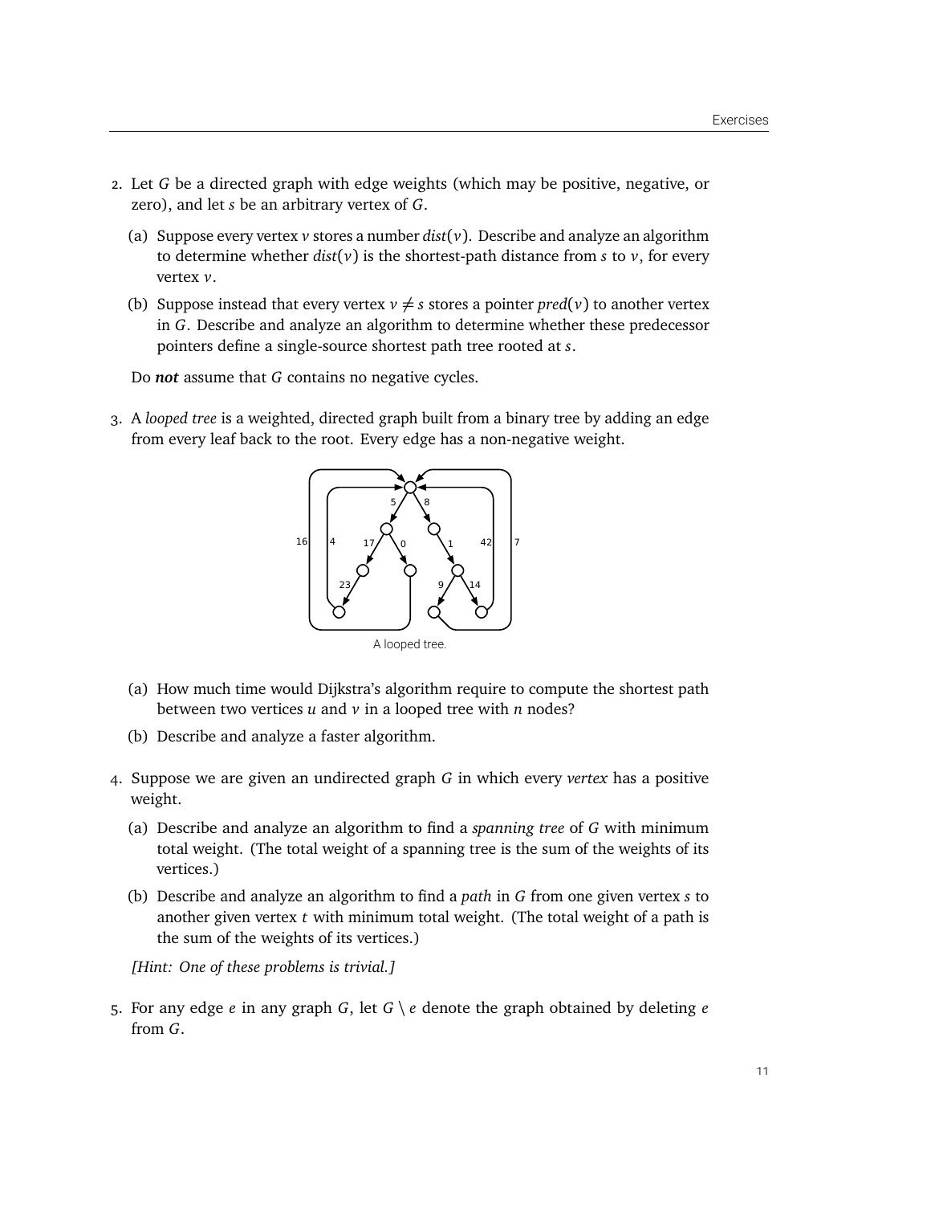2. Let $G$ be a directed graph with edge weights (which may be positive, negative, or zero), and let $s$ be an arbitrary vertex of $G$.

   (a) Suppose every vertex $v$ stores a number $dist(v)$. Describe and analyze an algorithm to determine whether $dist(v)$ is the shortest-path distance from $s$ to $v$, for every vertex $v$.

   (b) Suppose instead that every vertex $v \neq s$ stores a pointer $pred(v)$ to another vertex in $G$. Describe and analyze an algorithm to determine whether these predecessor pointers define a single-source shortest path tree rooted at $s$.

   Do ***not*** assume that $G$ contains no negative cycles.

3. A *looped tree* is a weighted, directed graph built from a binary tree by adding an edge from every leaf back to the root. Every edge has a non-negative weight.

   A looped tree.

   (a) How much time would Dijkstra's algorithm require to compute the shortest path between two vertices $u$ and $v$ in a looped tree with $n$ nodes?

   (b) Describe and analyze a faster algorithm.

4. Suppose we are given an undirected graph $G$ in which every *vertex* has a positive weight.

   (a) Describe and analyze an algorithm to find a *spanning tree* of $G$ with minimum total weight. (The total weight of a spanning tree is the sum of the weights of its vertices.)

   (b) Describe and analyze an algorithm to find a *path* in $G$ from one given vertex $s$ to another given vertex $t$ with minimum total weight. (The total weight of a path is the sum of the weights of its vertices.)

   *[Hint: One of these problems is trivial.]*

5. For any edge $e$ in any graph $G$, let $G \setminus e$ denote the graph obtained by deleting $e$ from $G$.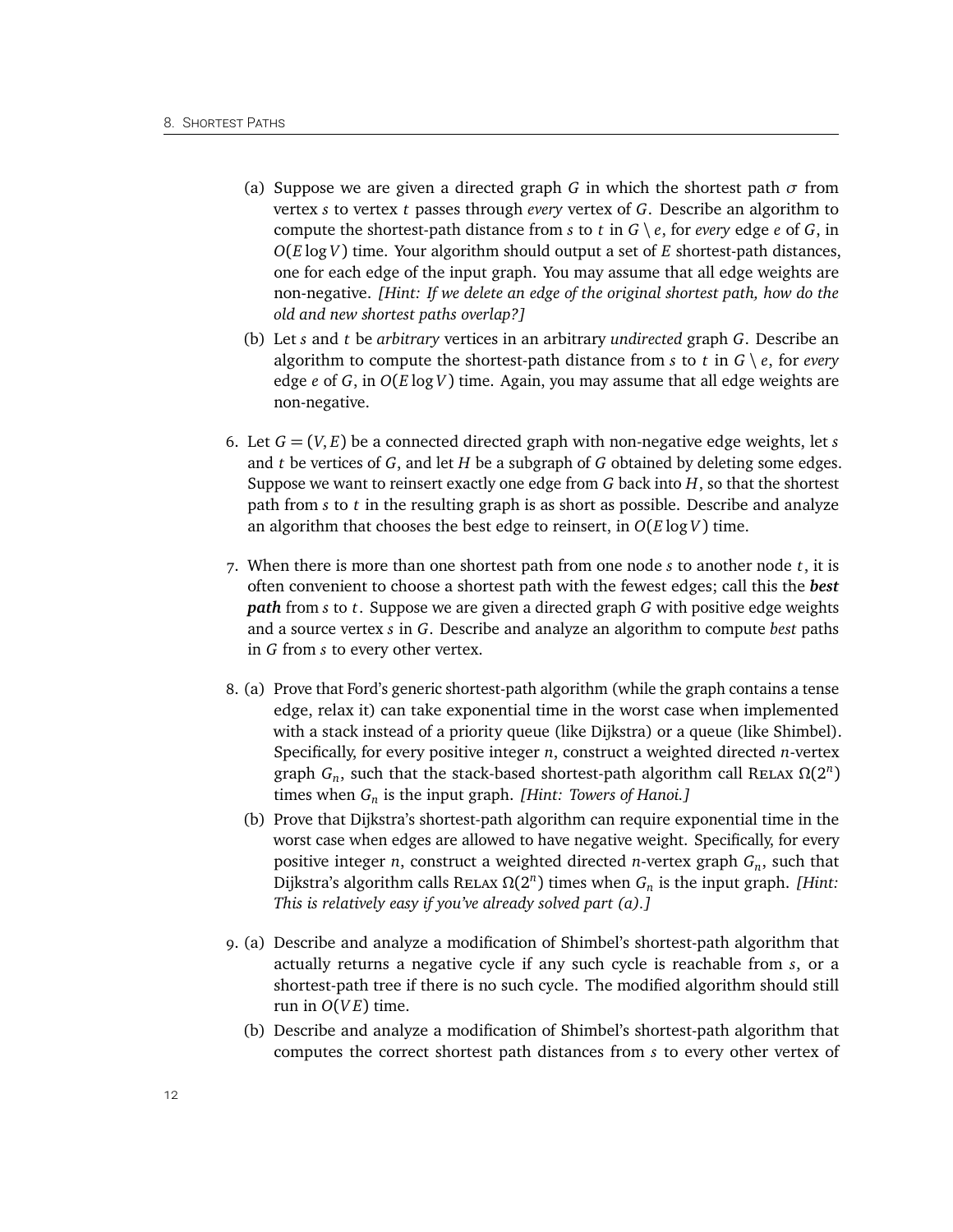(a) Suppose we are given a directed graph $G$ in which the shortest path $\sigma$ from vertex $s$ to vertex $t$ passes through *every* vertex of $G$. Describe an algorithm to compute the shortest-path distance from $s$ to $t$ in $G \setminus e$, for *every* edge $e$ of $G$, in $O(E \log V)$ time. Your algorithm should output a set of $E$ shortest-path distances, one for each edge of the input graph. You may assume that all edge weights are non-negative. *[Hint: If we delete an edge of the original shortest path, how do the old and new shortest paths overlap?]*

(b) Let $s$ and $t$ be *arbitrary* vertices in an arbitrary *undirected* graph $G$. Describe an algorithm to compute the shortest-path distance from $s$ to $t$ in $G \setminus e$, for *every* edge $e$ of $G$, in $O(E \log V)$ time. Again, you may assume that all edge weights are non-negative.

6. Let $G = (V, E)$ be a connected directed graph with non-negative edge weights, let $s$ and $t$ be vertices of $G$, and let $H$ be a subgraph of $G$ obtained by deleting some edges. Suppose we want to reinsert exactly one edge from $G$ back into $H$, so that the shortest path from $s$ to $t$ in the resulting graph is as short as possible. Describe and analyze an algorithm that chooses the best edge to reinsert, in $O(E \log V)$ time.

7. When there is more than one shortest path from one node $s$ to another node $t$, it is often convenient to choose a shortest path with the fewest edges; call this the ***best path*** from $s$ to $t$. Suppose we are given a directed graph $G$ with positive edge weights and a source vertex $s$ in $G$. Describe and analyze an algorithm to compute *best* paths in $G$ from $s$ to every other vertex.

8. (a) Prove that Ford's generic shortest-path algorithm (while the graph contains a tense edge, relax it) can take exponential time in the worst case when implemented with a stack instead of a priority queue (like Dijkstra) or a queue (like Shimbel). Specifically, for every positive integer $n$, construct a weighted directed $n$-vertex graph $G_n$, such that the stack-based shortest-path algorithm call RELAX $\Omega(2^n)$ times when $G_n$ is the input graph. *[Hint: Towers of Hanoi.]*

   (b) Prove that Dijkstra's shortest-path algorithm can require exponential time in the worst case when edges are allowed to have negative weight. Specifically, for every positive integer $n$, construct a weighted directed $n$-vertex graph $G_n$, such that Dijkstra's algorithm calls RELAX $\Omega(2^n)$ times when $G_n$ is the input graph. *[Hint: This is relatively easy if you've already solved part (a).]*

9. (a) Describe and analyze a modification of Shimbel's shortest-path algorithm that actually returns a negative cycle if any such cycle is reachable from $s$, or a shortest-path tree if there is no such cycle. The modified algorithm should still run in $O(VE)$ time.

   (b) Describe and analyze a modification of Shimbel's shortest-path algorithm that computes the correct shortest path distances from $s$ to every other vertex of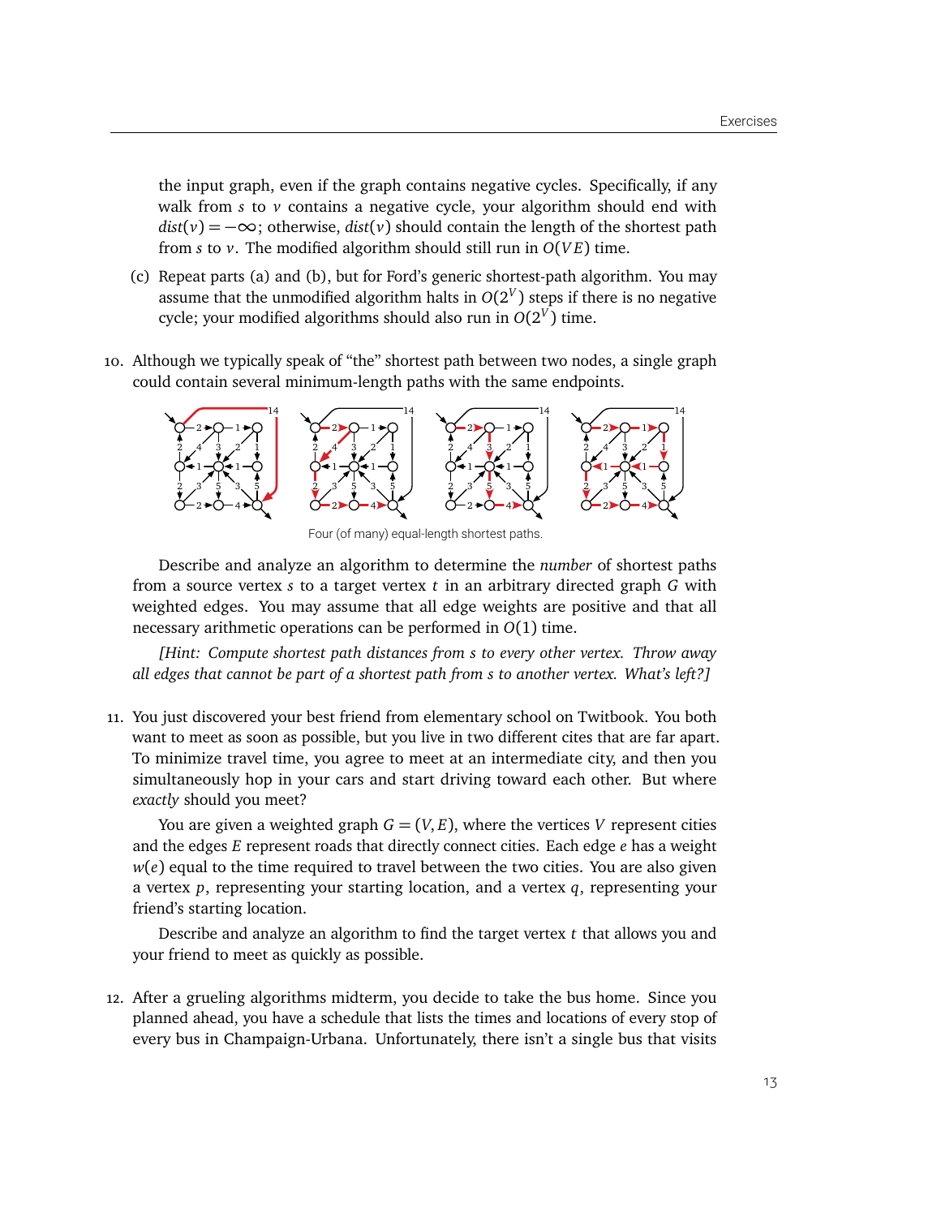the input graph, even if the graph contains negative cycles. Specifically, if any walk from $s$ to $v$ contains a negative cycle, your algorithm should end with $dist(v) = -\infty$; otherwise, $dist(v)$ should contain the length of the shortest path from $s$ to $v$. The modified algorithm should still run in $O(VE)$ time.

(c) Repeat parts (a) and (b), but for Ford's generic shortest-path algorithm. You may assume that the unmodified algorithm halts in $O(2^V)$ steps if there is no negative cycle; your modified algorithms should also run in $O(2^V)$ time.

10. Although we typically speak of "the" shortest path between two nodes, a single graph could contain several minimum-length paths with the same endpoints.

Four (of many) equal-length shortest paths.

Describe and analyze an algorithm to determine the *number* of shortest paths from a source vertex $s$ to a target vertex $t$ in an arbitrary directed graph $G$ with weighted edges. You may assume that all edge weights are positive and that all necessary arithmetic operations can be performed in $O(1)$ time.

*[Hint: Compute shortest path distances from s to every other vertex. Throw away all edges that cannot be part of a shortest path from s to another vertex. What's left?]*

11. You just discovered your best friend from elementary school on Twitbook. You both want to meet as soon as possible, but you live in two different cites that are far apart. To minimize travel time, you agree to meet at an intermediate city, and then you simultaneously hop in your cars and start driving toward each other. But where *exactly* should you meet?

You are given a weighted graph $G = (V, E)$, where the vertices $V$ represent cities and the edges $E$ represent roads that directly connect cities. Each edge $e$ has a weight $w(e)$ equal to the time required to travel between the two cities. You are also given a vertex $p$, representing your starting location, and a vertex $q$, representing your friend's starting location.

Describe and analyze an algorithm to find the target vertex $t$ that allows you and your friend to meet as quickly as possible.

12. After a grueling algorithms midterm, you decide to take the bus home. Since you planned ahead, you have a schedule that lists the times and locations of every stop of every bus in Champaign-Urbana. Unfortunately, there isn't a single bus that visits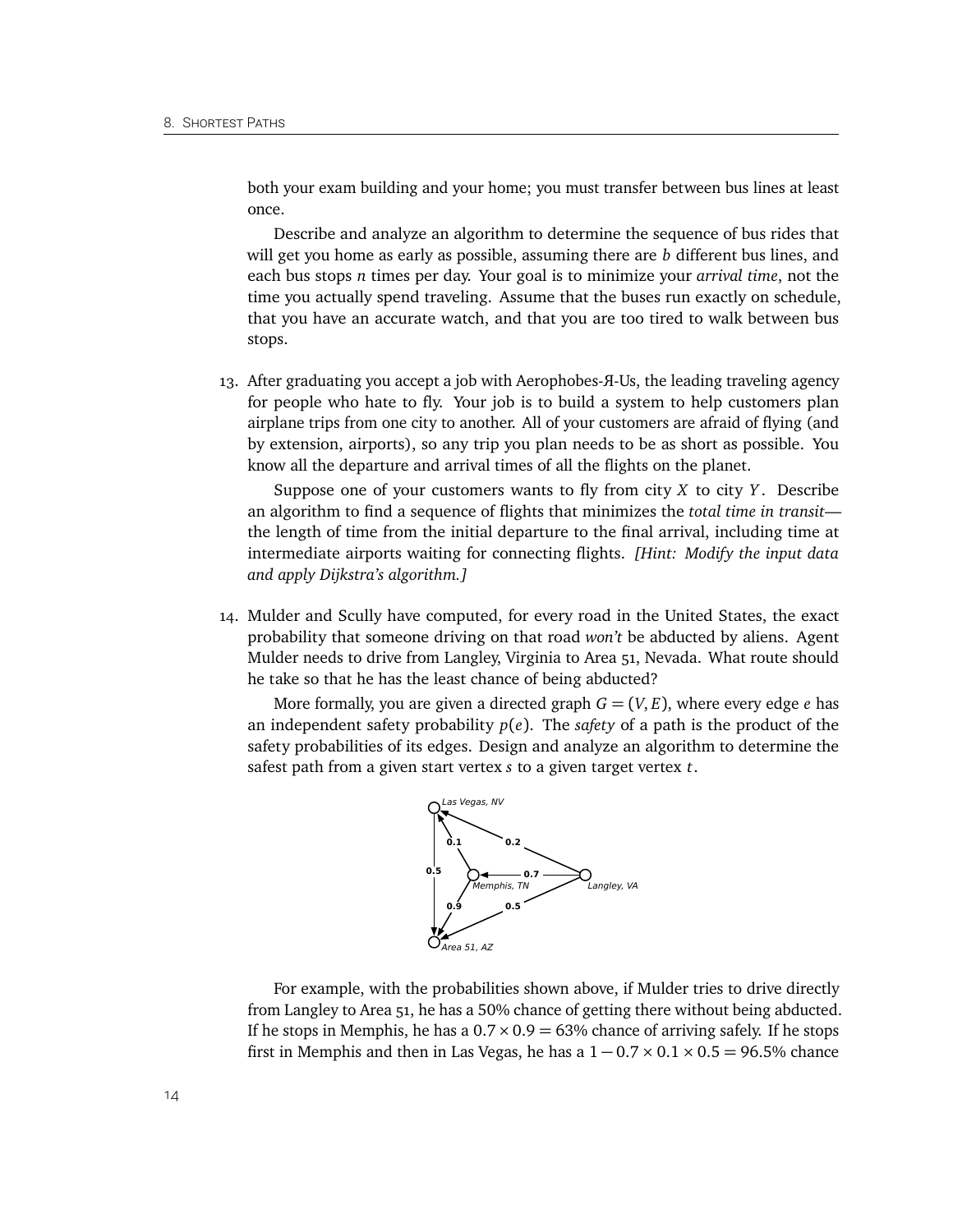both your exam building and your home; you must transfer between bus lines at least once.

Describe and analyze an algorithm to determine the sequence of bus rides that will get you home as early as possible, assuming there are $b$ different bus lines, and each bus stops $n$ times per day. Your goal is to minimize your *arrival time*, not the time you actually spend traveling. Assume that the buses run exactly on schedule, that you have an accurate watch, and that you are too tired to walk between bus stops.

13. After graduating you accept a job with Aerophobes-Я-Us, the leading traveling agency for people who hate to fly. Your job is to build a system to help customers plan airplane trips from one city to another. All of your customers are afraid of flying (and by extension, airports), so any trip you plan needs to be as short as possible. You know all the departure and arrival times of all the flights on the planet.

    Suppose one of your customers wants to fly from city $X$ to city $Y$. Describe an algorithm to find a sequence of flights that minimizes the *total time in transit*—the length of time from the initial departure to the final arrival, including time at intermediate airports waiting for connecting flights. *[Hint: Modify the input data and apply Dijkstra's algorithm.]*

14. Mulder and Scully have computed, for every road in the United States, the exact probability that someone driving on that road *won't* be abducted by aliens. Agent Mulder needs to drive from Langley, Virginia to Area 51, Nevada. What route should he take so that he has the least chance of being abducted?

    More formally, you are given a directed graph $G = (V, E)$, where every edge $e$ has an independent safety probability $p(e)$. The *safety* of a path is the product of the safety probabilities of its edges. Design and analyze an algorithm to determine the safest path from a given start vertex $s$ to a given target vertex $t$.

    For example, with the probabilities shown above, if Mulder tries to drive directly from Langley to Area 51, he has a 50% chance of getting there without being abducted. If he stops in Memphis, he has a $0.7 \times 0.9 = 63\%$ chance of arriving safely. If he stops first in Memphis and then in Las Vegas, he has a $1 - 0.7 \times 0.1 \times 0.5 = 96.5\%$ chance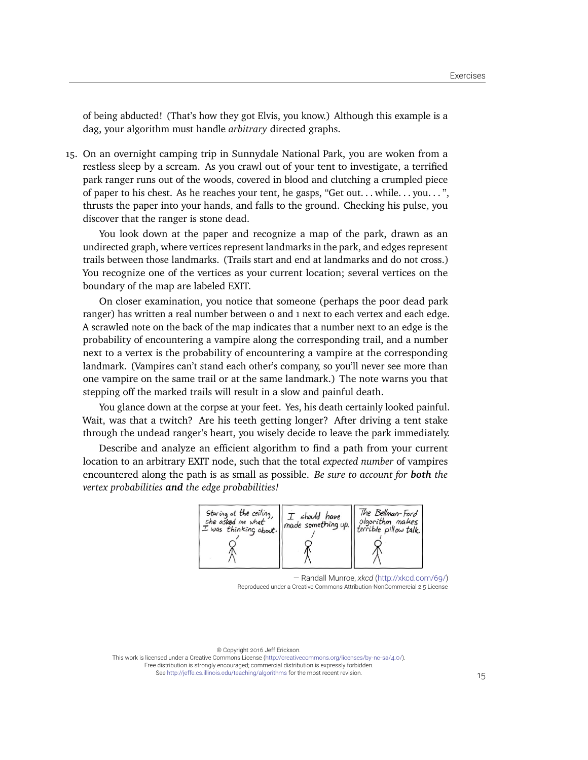of being abducted! (That's how they got Elvis, you know.) Although this example is a dag, your algorithm must handle *arbitrary* directed graphs.

15. On an overnight camping trip in Sunnydale National Park, you are woken from a restless sleep by a scream. As you crawl out of your tent to investigate, a terrified park ranger runs out of the woods, covered in blood and clutching a crumpled piece of paper to his chest. As he reaches your tent, he gasps, "Get out... while... you...", thrusts the paper into your hands, and falls to the ground. Checking his pulse, you discover that the ranger is stone dead.

    You look down at the paper and recognize a map of the park, drawn as an undirected graph, where vertices represent landmarks in the park, and edges represent trails between those landmarks. (Trails start and end at landmarks and do not cross.) You recognize one of the vertices as your current location; several vertices on the boundary of the map are labeled EXIT.

    On closer examination, you notice that someone (perhaps the poor dead park ranger) has written a real number between 0 and 1 next to each vertex and each edge. A scrawled note on the back of the map indicates that a number next to an edge is the probability of encountering a vampire along the corresponding trail, and a number next to a vertex is the probability of encountering a vampire at the corresponding landmark. (Vampires can't stand each other's company, so you'll never see more than one vampire on the same trail or at the same landmark.) The note warns you that stepping off the marked trails will result in a slow and painful death.

    You glance down at the corpse at your feet. Yes, his death certainly looked painful. Wait, was that a twitch? Are his teeth getting longer? After driving a tent stake through the undead ranger's heart, you wisely decide to leave the park immediately.

    Describe and analyze an efficient algorithm to find a path from your current location to an arbitrary EXIT node, such that the total *expected number* of vampires encountered along the path is as small as possible. *Be sure to account for **both** the vertex probabilities **and** the edge probabilities!*

— Randall Munroe, *xkcd* (http://xkcd.com/69/)
Reproduced under a Creative Commons Attribution-NonCommercial 2.5 License

© Copyright 2016 Jeff Erickson.
This work is licensed under a Creative Commons License (http://creativecommons.org/licenses/by-nc-sa/4.0/).
Free distribution is strongly encouraged; commercial distribution is expressly forbidden.
See http://jeffe.cs.illinois.edu/teaching/algorithms for the most recent revision.